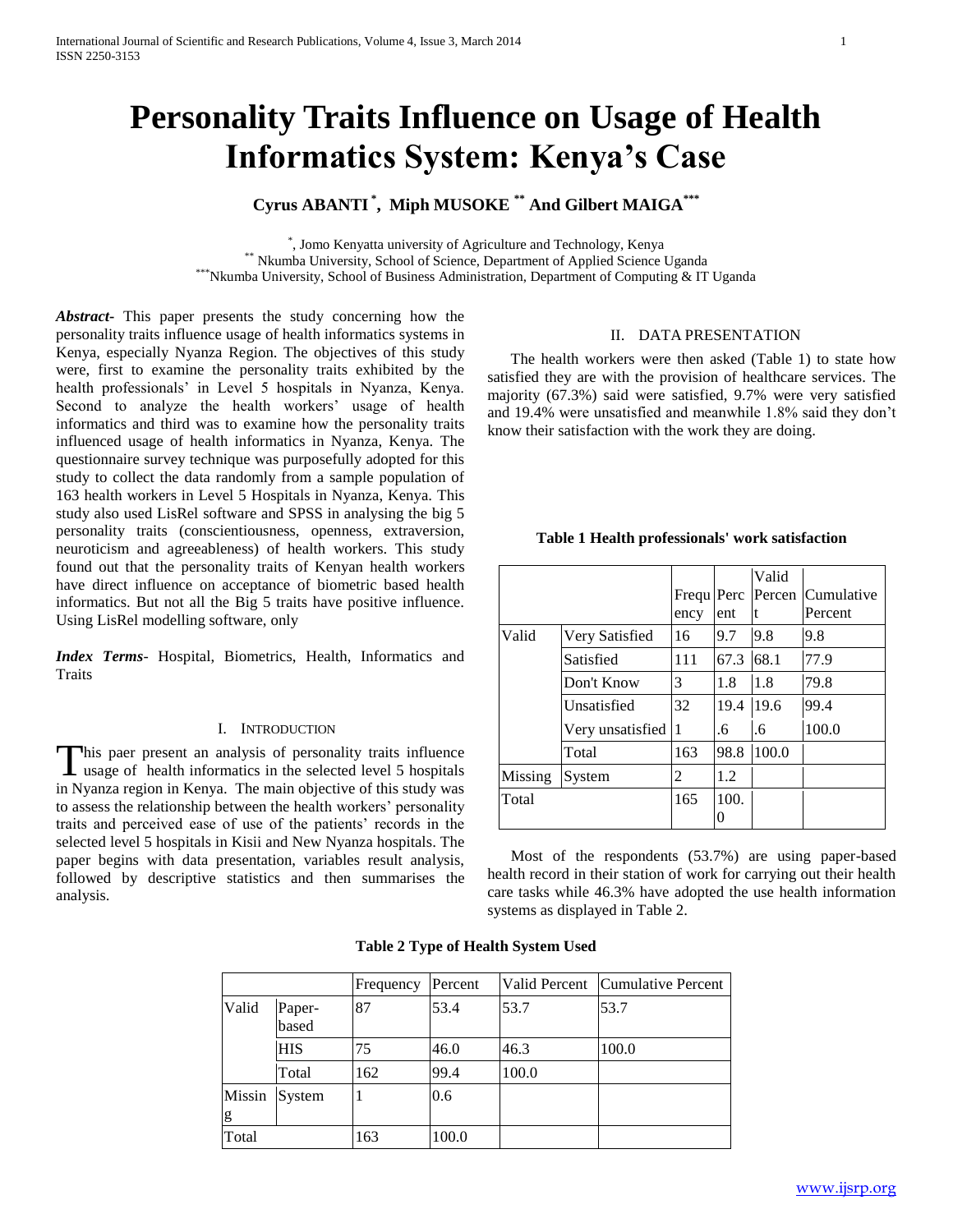# Personality Traits Influence on Usage of Health Informatics System: Kenya's Case

**Cyrus ABANTI [*], Miph MUSOKE [**] And Gilbert MAIGA [***]**

[*], Jomo Kenyatta university of Agriculture and Technology, Kenya
[**] Nkumba University, School of Science, Department of Applied Science Uganda
[***]Nkumba University, School of Business Administration, Department of Computing & IT Uganda

***Abstract*-** This paper presents the study concerning how the personality traits influence usage of health informatics systems in Kenya, especially Nyanza Region. The objectives of this study were, first to examine the personality traits exhibited by the health professionals' in Level 5 hospitals in Nyanza, Kenya. Second to analyze the health workers' usage of health informatics and third was to examine how the personality traits influenced usage of health informatics in Nyanza, Kenya. The questionnaire survey technique was purposefully adopted for this study to collect the data randomly from a sample population of 163 health workers in Level 5 Hospitals in Nyanza, Kenya. This study also used LisRel software and SPSS in analysing the big 5 personality traits (conscientiousness, openness, extraversion, neuroticism and agreeableness) of health workers. This study found out that the personality traits of Kenyan health workers have direct influence on acceptance of biometric based health informatics. But not all the Big 5 traits have positive influence. Using LisRel modelling software, only

***Index Terms*-** Hospital, Biometrics, Health, Informatics and Traits

## I. Introduction

This paer present an analysis of personality traits influence usage of health informatics in the selected level 5 hospitals in Nyanza region in Kenya. The main objective of this study was to assess the relationship between the health workers' personality traits and perceived ease of use of the patients' records in the selected level 5 hospitals in Kisii and New Nyanza hospitals. The paper begins with data presentation, variables result analysis, followed by descriptive statistics and then summarises the analysis.

## II. Data Presentation

The health workers were then asked (Table 1) to state how satisfied they are with the provision of healthcare services. The majority (67.3%) said were satisfied, 9.7% were very satisfied and 19.4% were unsatisfied and meanwhile 1.8% said they don't know their satisfaction with the work they are doing.

**Table 1 Health professionals' work satisfaction**

| | | Frequency | Percent | Valid Percent | Cumulative Percent |
|---|---|---|---|---|---|
| Valid | Very Satisfied | 16 | 9.7 | 9.8 | 9.8 |
| | Satisfied | 111 | 67.3 | 68.1 | 77.9 |
| | Don't Know | 3 | 1.8 | 1.8 | 79.8 |
| | Unsatisfied | 32 | 19.4 | 19.6 | 99.4 |
| | Very unsatisfied | 1 | .6 | .6 | 100.0 |
| | Total | 163 | 98.8 | 100.0 | |
| Missing | System | 2 | 1.2 | | |
| Total | | 165 | 100.0 | | |

Most of the respondents (53.7%) are using paper-based health record in their station of work for carrying out their health care tasks while 46.3% have adopted the use health information systems as displayed in Table 2.

**Table 2 Type of Health System Used**

| | | Frequency | Percent | Valid Percent | Cumulative Percent |
|---|---|---|---|---|---|
| Valid | Paper-based | 87 | 53.4 | 53.7 | 53.7 |
| | HIS | 75 | 46.0 | 46.3 | 100.0 |
| | Total | 162 | 99.4 | 100.0 | |
| Missing | System | 1 | 0.6 | | |
| Total | | 163 | 100.0 | | |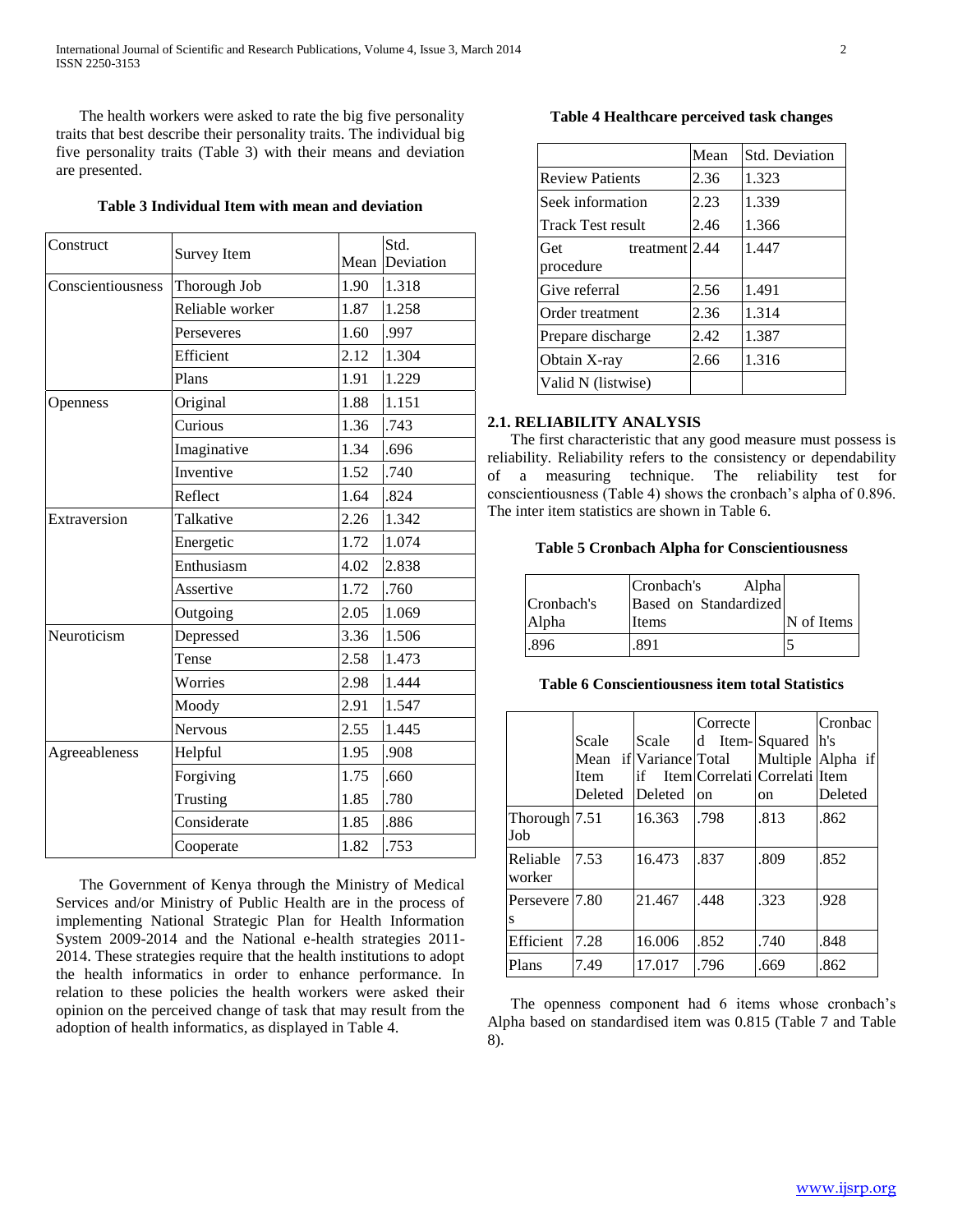The health workers were asked to rate the big five personality traits that best describe their personality traits. The individual big five personality traits (Table 3) with their means and deviation are presented.

**Table 3 Individual Item with mean and deviation**

| Construct | Survey Item | Mean | Std. Deviation |
|---|---|---|---|
| Conscientiousness | Thorough Job | 1.90 | 1.318 |
| | Reliable worker | 1.87 | 1.258 |
| | Perseveres | 1.60 | .997 |
| | Efficient | 2.12 | 1.304 |
| | Plans | 1.91 | 1.229 |
| Openness | Original | 1.88 | 1.151 |
| | Curious | 1.36 | .743 |
| | Imaginative | 1.34 | .696 |
| | Inventive | 1.52 | .740 |
| | Reflect | 1.64 | .824 |
| Extraversion | Talkative | 2.26 | 1.342 |
| | Energetic | 1.72 | 1.074 |
| | Enthusiasm | 4.02 | 2.838 |
| | Assertive | 1.72 | .760 |
| | Outgoing | 2.05 | 1.069 |
| Neuroticism | Depressed | 3.36 | 1.506 |
| | Tense | 2.58 | 1.473 |
| | Worries | 2.98 | 1.444 |
| | Moody | 2.91 | 1.547 |
| | Nervous | 2.55 | 1.445 |
| Agreeableness | Helpful | 1.95 | .908 |
| | Forgiving | 1.75 | .660 |
| | Trusting | 1.85 | .780 |
| | Considerate | 1.85 | .886 |
| | Cooperate | 1.82 | .753 |

The Government of Kenya through the Ministry of Medical Services and/or Ministry of Public Health are in the process of implementing National Strategic Plan for Health Information System 2009-2014 and the National e-health strategies 2011-2014. These strategies require that the health institutions to adopt the health informatics in order to enhance performance. In relation to these policies the health workers were asked their opinion on the perceived change of task that may result from the adoption of health informatics, as displayed in Table 4.

**Table 4 Healthcare perceived task changes**

| | Mean | Std. Deviation |
|---|---|---|
| Review Patients | 2.36 | 1.323 |
| Seek information | 2.23 | 1.339 |
| Track Test result | 2.46 | 1.366 |
| Get treatment procedure | 2.44 | 1.447 |
| Give referral | 2.56 | 1.491 |
| Order treatment | 2.36 | 1.314 |
| Prepare discharge | 2.42 | 1.387 |
| Obtain X-ray | 2.66 | 1.316 |
| Valid N (listwise) | | |

## 2.1. RELIABILITY ANALYSIS

The first characteristic that any good measure must possess is reliability. Reliability refers to the consistency or dependability of a measuring technique. The reliability test for conscientiousness (Table 4) shows the cronbach's alpha of 0.896. The inter item statistics are shown in Table 6.

**Table 5 Cronbach Alpha for Conscientiousness**

| Cronbach's Alpha | Cronbach's Alpha Based on Standardized Items | N of Items |
|---|---|---|
| .896 | .891 | 5 |

**Table 6 Conscientiousness item total Statistics**

| | Scale Mean if Item Deleted | Scale Variance if Item Deleted | Corrected Item-Total Correlation | Squared Multiple Correlation | Cronbach's Alpha if Item Deleted |
|---|---|---|---|---|---|
| Thorough Job | 7.51 | 16.363 | .798 | .813 | .862 |
| Reliable worker | 7.53 | 16.473 | .837 | .809 | .852 |
| Perseveres | 7.80 | 21.467 | .448 | .323 | .928 |
| Efficient | 7.28 | 16.006 | .852 | .740 | .848 |
| Plans | 7.49 | 17.017 | .796 | .669 | .862 |

The openness component had 6 items whose cronbach's Alpha based on standardised item was 0.815 (Table 7 and Table 8).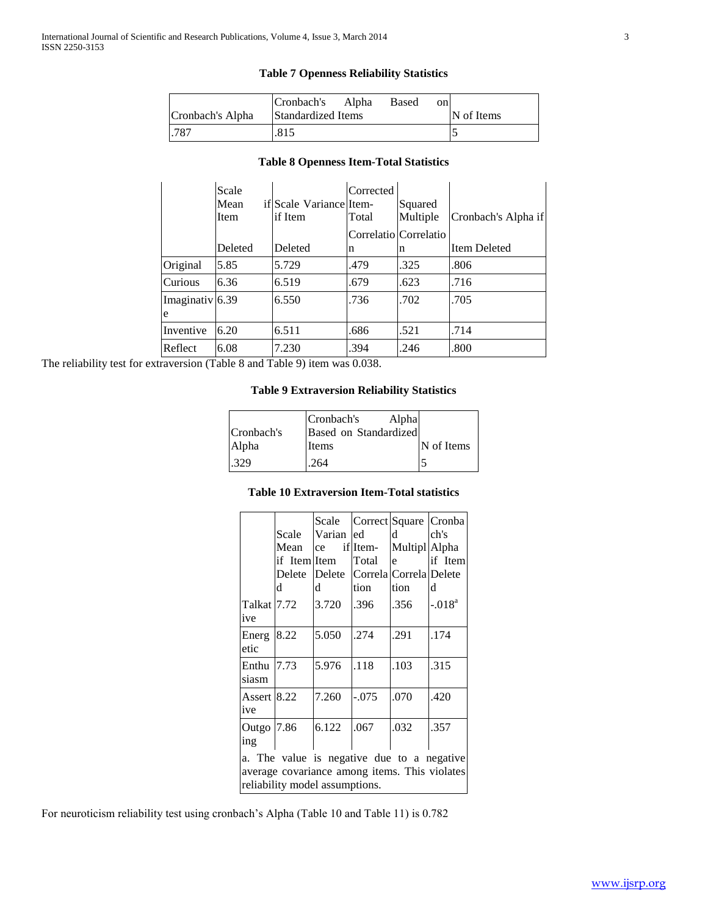**Table 7 Openness Reliability Statistics**

| Cronbach's Alpha | Cronbach's Alpha Based on Standardized Items | N of Items |
|---|---|---|
| .787 | .815 | 5 |

**Table 8 Openness Item-Total Statistics**

| | Scale Mean if Item Deleted | Scale Variance if Item Deleted | Corrected Item-Total Correlation | Squared Multiple Correlation | Cronbach's Alpha if Item Deleted |
|---|---|---|---|---|---|
| Original | 5.85 | 5.729 | .479 | .325 | .806 |
| Curious | 6.36 | 6.519 | .679 | .623 | .716 |
| Imaginative | 6.39 | 6.550 | .736 | .702 | .705 |
| Inventive | 6.20 | 6.511 | .686 | .521 | .714 |
| Reflect | 6.08 | 7.230 | .394 | .246 | .800 |

The reliability test for extraversion (Table 8 and Table 9) item was 0.038.

**Table 9 Extraversion Reliability Statistics**

| Cronbach's Alpha | Cronbach's Alpha Based on Standardized Items | N of Items |
|---|---|---|
| .329 | .264 | 5 |

**Table 10 Extraversion Item-Total statistics**

| | Scale Mean if Item Deleted | Scale Variance if Item Deleted | Corrected Item-Total Correlation | Squared Multiple Correlation | Cronbach's Alpha if Item Deleted |
|---|---|---|---|---|---|
| Talkative | 7.72 | 3.720 | .396 | .356 | -.018[a] |
| Energetic | 8.22 | 5.050 | .274 | .291 | .174 |
| Enthusiasm | 7.73 | 5.976 | .118 | .103 | .315 |
| Assertive | 8.22 | 7.260 | -.075 | .070 | .420 |
| Outgoing | 7.86 | 6.122 | .067 | .032 | .357 |

a. The value is negative due to a negative average covariance among items. This violates reliability model assumptions.

For neuroticism reliability test using cronbach's Alpha (Table 10 and Table 11) is 0.782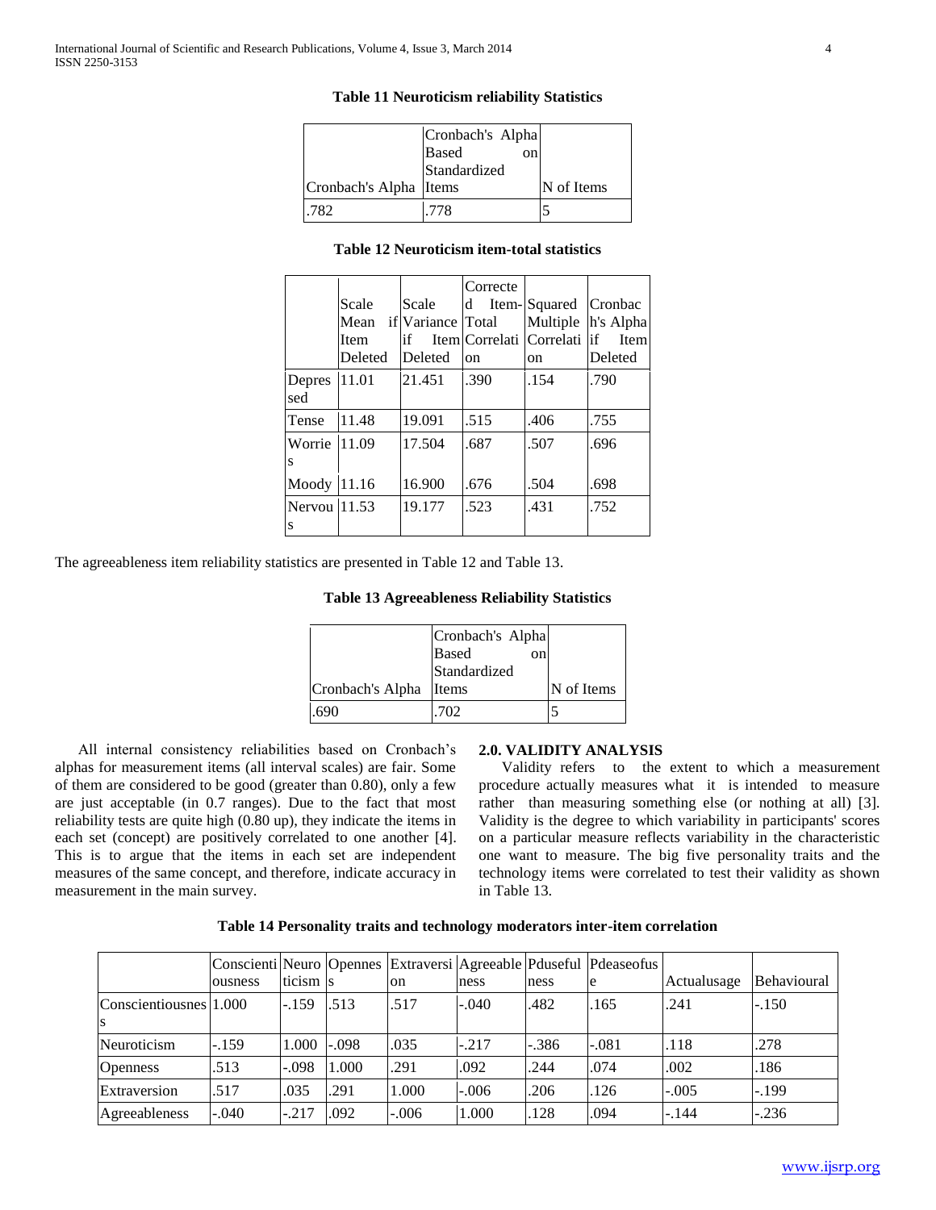**Table 11 Neuroticism reliability Statistics**

| Cronbach's Alpha | Cronbach's Alpha Based on Standardized Items | N of Items |
|---|---|---|
| .782 | .778 | 5 |

**Table 12 Neuroticism item-total statistics**

| | Scale Mean if Item Deleted | Scale Variance if Item Deleted | Corrected Item-Total Correlation | Squared Multiple Correlation | Cronbach's Alpha if Item Deleted |
|---|---|---|---|---|---|
| Depressed | 11.01 | 21.451 | .390 | .154 | .790 |
| Tense | 11.48 | 19.091 | .515 | .406 | .755 |
| Worries | 11.09 | 17.504 | .687 | .507 | .696 |
| Moody | 11.16 | 16.900 | .676 | .504 | .698 |
| Nervous | 11.53 | 19.177 | .523 | .431 | .752 |

The agreeableness item reliability statistics are presented in Table 12 and Table 13.

**Table 13 Agreeableness Reliability Statistics**

| Cronbach's Alpha | Cronbach's Alpha Based on Standardized Items | N of Items |
|---|---|---|
| .690 | .702 | 5 |

All internal consistency reliabilities based on Cronbach's alphas for measurement items (all interval scales) are fair. Some of them are considered to be good (greater than 0.80), only a few are just acceptable (in 0.7 ranges). Due to the fact that most reliability tests are quite high (0.80 up), they indicate the items in each set (concept) are positively correlated to one another [4]. This is to argue that the items in each set are independent measures of the same concept, and therefore, indicate accuracy in measurement in the main survey.

## 2.0. VALIDITY ANALYSIS

Validity refers to the extent to which a measurement procedure actually measures what it is intended to measure rather than measuring something else (or nothing at all) [3]. Validity is the degree to which variability in participants' scores on a particular measure reflects variability in the characteristic one want to measure. The big five personality traits and the technology items were correlated to test their validity as shown in Table 13.

**Table 14 Personality traits and technology moderators inter-item correlation**

| | Conscientiousness | Neuroticism | Openness | Extraversion | Agreeableness | Pduseful ness | Pdeaseofuse | Actualusage | Behavioural |
|---|---|---|---|---|---|---|---|---|---|
| Conscientiousness | 1.000 | -.159 | .513 | .517 | -.040 | .482 | .165 | .241 | -.150 |
| Neuroticism | -.159 | 1.000 | -.098 | .035 | -.217 | -.386 | -.081 | .118 | .278 |
| Openness | .513 | -.098 | 1.000 | .291 | .092 | .244 | .074 | .002 | .186 |
| Extraversion | .517 | .035 | .291 | 1.000 | -.006 | .206 | .126 | -.005 | -.199 |
| Agreeableness | -.040 | -.217 | .092 | -.006 | 1.000 | .128 | .094 | -.144 | -.236 |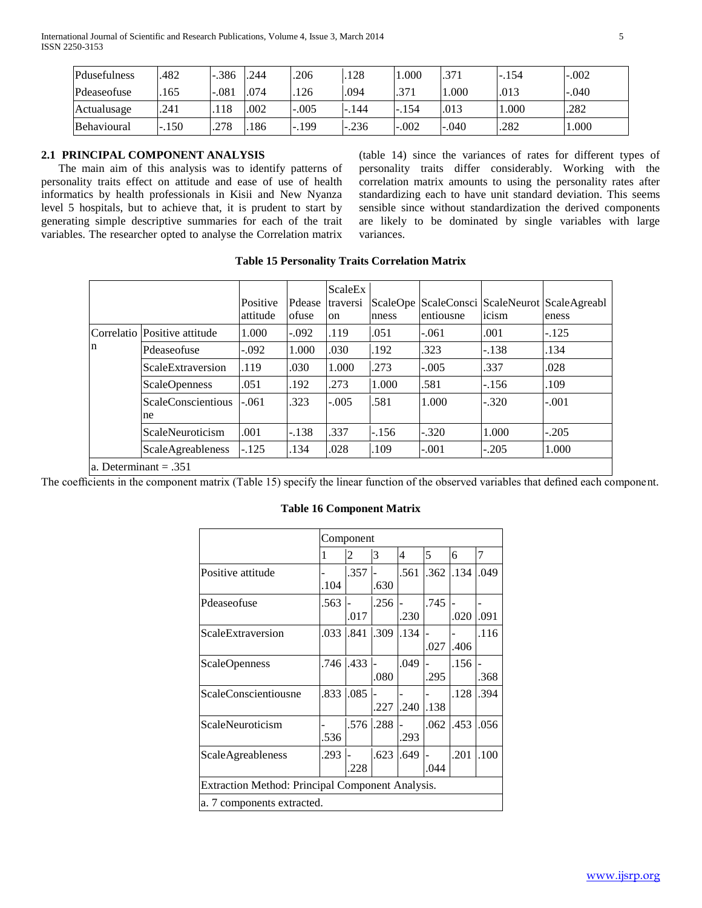| Pdusefulness | .482 | -.386 | .244 | .206 | .128 | 1.000 | .371 | -.154 | -.002 |
|---|---|---|---|---|---|---|---|---|---|
| Pdeaseofuse | .165 | -.081 | .074 | .126 | .094 | .371 | 1.000 | .013 | -.040 |
| Actualusage | .241 | .118 | .002 | -.005 | -.144 | -.154 | .013 | 1.000 | .282 |
| Behavioural | -.150 | .278 | .186 | -.199 | -.236 | -.002 | -.040 | .282 | 1.000 |

## 2.1 PRINCIPAL COMPONENT ANALYSIS

The main aim of this analysis was to identify patterns of personality traits effect on attitude and ease of use of health informatics by health professionals in Kisii and New Nyanza level 5 hospitals, but to achieve that, it is prudent to start by generating simple descriptive summaries for each of the trait variables. The researcher opted to analyse the Correlation matrix (table 14) since the variances of rates for different types of personality traits differ considerably. Working with the correlation matrix amounts to using the personality rates after standardizing each to have unit standard deviation. This seems sensible since without standardization the derived components are likely to be dominated by single variables with large variances.

**Table 15 Personality Traits Correlation Matrix**

| | | Positive attitude | Pdease ofuse | ScaleExtraversion | ScaleOpenness | ScaleConsciententiousne | ScaleNeuroticism | ScaleAgreableness |
|---|---|---|---|---|---|---|---|---|
| Correlation | Positive attitude | 1.000 | -.092 | .119 | .051 | -.061 | .001 | -.125 |
| | Pdeaseofuse | -.092 | 1.000 | .030 | .192 | .323 | -.138 | .134 |
| | ScaleExtraversion | .119 | .030 | 1.000 | .273 | -.005 | .337 | .028 |
| | ScaleOpenness | .051 | .192 | .273 | 1.000 | .581 | -.156 | .109 |
| | ScaleConscientiousne | -.061 | .323 | -.005 | .581 | 1.000 | -.320 | -.001 |
| | ScaleNeuroticism | .001 | -.138 | .337 | -.156 | -.320 | 1.000 | -.205 |
| | ScaleAgreableness | -.125 | .134 | .028 | .109 | -.001 | -.205 | 1.000 |
| a. Determinant = .351 | | | | | | | | |

The coefficients in the component matrix (Table 15) specify the linear function of the observed variables that defined each component.

**Table 16 Component Matrix**

| | Component | | | | | | |
|---|---|---|---|---|---|---|---|
| | 1 | 2 | 3 | 4 | 5 | 6 | 7 |
| Positive attitude | -.104 | .357 | -.630 | .561 | .362 | .134 | .049 |
| Pdeaseofuse | .563 | -.017 | .256 | -.230 | .745 | -.020 | -.091 |
| ScaleExtraversion | .033 | .841 | .309 | .134 | -.027 | -.406 | .116 |
| ScaleOpenness | .746 | .433 | -.080 | .049 | -.295 | .156 | -.368 |
| ScaleConscientiousne | .833 | .085 | -.227 | -.240 | -.138 | .128 | .394 |
| ScaleNeuroticism | -.536 | .576 | .288 | -.293 | .062 | .453 | .056 |
| ScaleAgreableness | .293 | -.228 | .623 | .649 | -.044 | .201 | .100 |
| Extraction Method: Principal Component Analysis. | | | | | | | |
| a. 7 components extracted. | | | | | | | |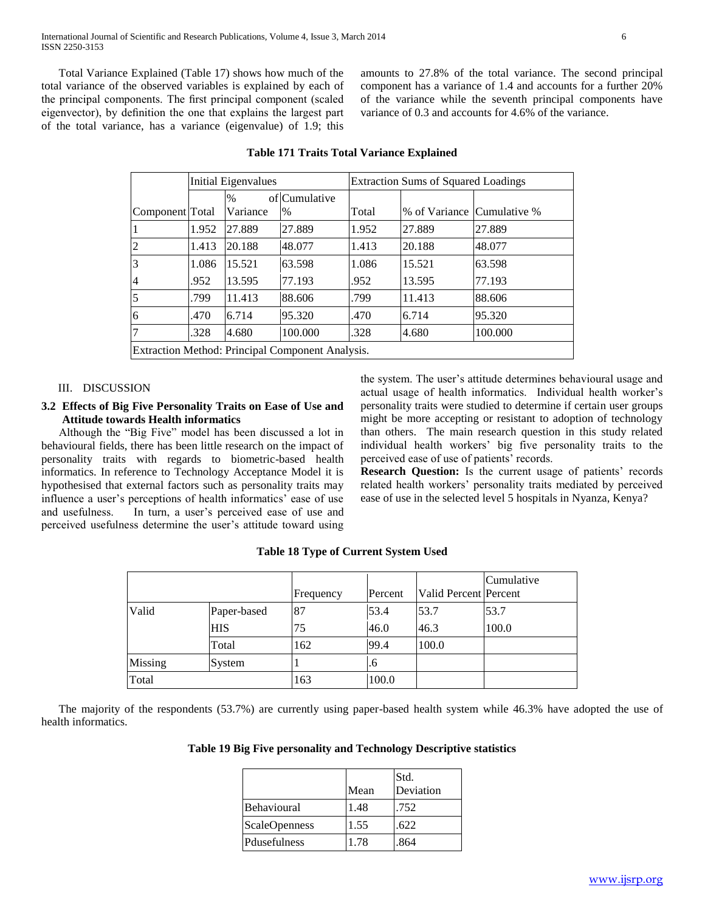Total Variance Explained (Table 17) shows how much of the total variance of the observed variables is explained by each of the principal components. The first principal component (scaled eigenvector), by definition the one that explains the largest part of the total variance, has a variance (eigenvalue) of 1.9; this amounts to 27.8% of the total variance. The second principal component has a variance of 1.4 and accounts for a further 20% of the variance while the seventh principal components have variance of 0.3 and accounts for 4.6% of the variance.

**Table 171 Traits Total Variance Explained**

| | Initial Eigenvalues | | | Extraction Sums of Squared Loadings | | |
|---|---|---|---|---|---|---|
| Component | Total | % of Variance | Cumulative % | Total | % of Variance | Cumulative % |
| 1 | 1.952 | 27.889 | 27.889 | 1.952 | 27.889 | 27.889 |
| 2 | 1.413 | 20.188 | 48.077 | 1.413 | 20.188 | 48.077 |
| 3 | 1.086 | 15.521 | 63.598 | 1.086 | 15.521 | 63.598 |
| 4 | .952 | 13.595 | 77.193 | .952 | 13.595 | 77.193 |
| 5 | .799 | 11.413 | 88.606 | .799 | 11.413 | 88.606 |
| 6 | .470 | 6.714 | 95.320 | .470 | 6.714 | 95.320 |
| 7 | .328 | 4.680 | 100.000 | .328 | 4.680 | 100.000 |
| Extraction Method: Principal Component Analysis. | | | | | | |

## III. DISCUSSION

### 3.2 Effects of Big Five Personality Traits on Ease of Use and Attitude towards Health informatics

Although the "Big Five" model has been discussed a lot in behavioural fields, there has been little research on the impact of personality traits with regards to biometric-based health informatics. In reference to Technology Acceptance Model it is hypothesised that external factors such as personality traits may influence a user's perceptions of health informatics' ease of use and usefulness. In turn, a user's perceived ease of use and perceived usefulness determine the user's attitude toward using the system. The user's attitude determines behavioural usage and actual usage of health informatics. Individual health worker's personality traits were studied to determine if certain user groups might be more accepting or resistant to adoption of technology than others. The main research question in this study related individual health workers' big five personality traits to the perceived ease of use of patients' records.

**Research Question:** Is the current usage of patients' records related health workers' personality traits mediated by perceived ease of use in the selected level 5 hospitals in Nyanza, Kenya?

**Table 18 Type of Current System Used**

| | | Frequency | Percent | Valid Percent | Cumulative Percent |
|---|---|---|---|---|---|
| Valid | Paper-based | 87 | 53.4 | 53.7 | 53.7 |
| | HIS | 75 | 46.0 | 46.3 | 100.0 |
| | Total | 162 | 99.4 | 100.0 | |
| Missing | System | 1 | .6 | | |
| Total | | 163 | 100.0 | | |

The majority of the respondents (53.7%) are currently using paper-based health system while 46.3% have adopted the use of health informatics.

**Table 19 Big Five personality and Technology Descriptive statistics**

| | Mean | Std. Deviation |
|---|---|---|
| Behavioural | 1.48 | .752 |
| ScaleOpenness | 1.55 | .622 |
| Pdusefulness | 1.78 | .864 |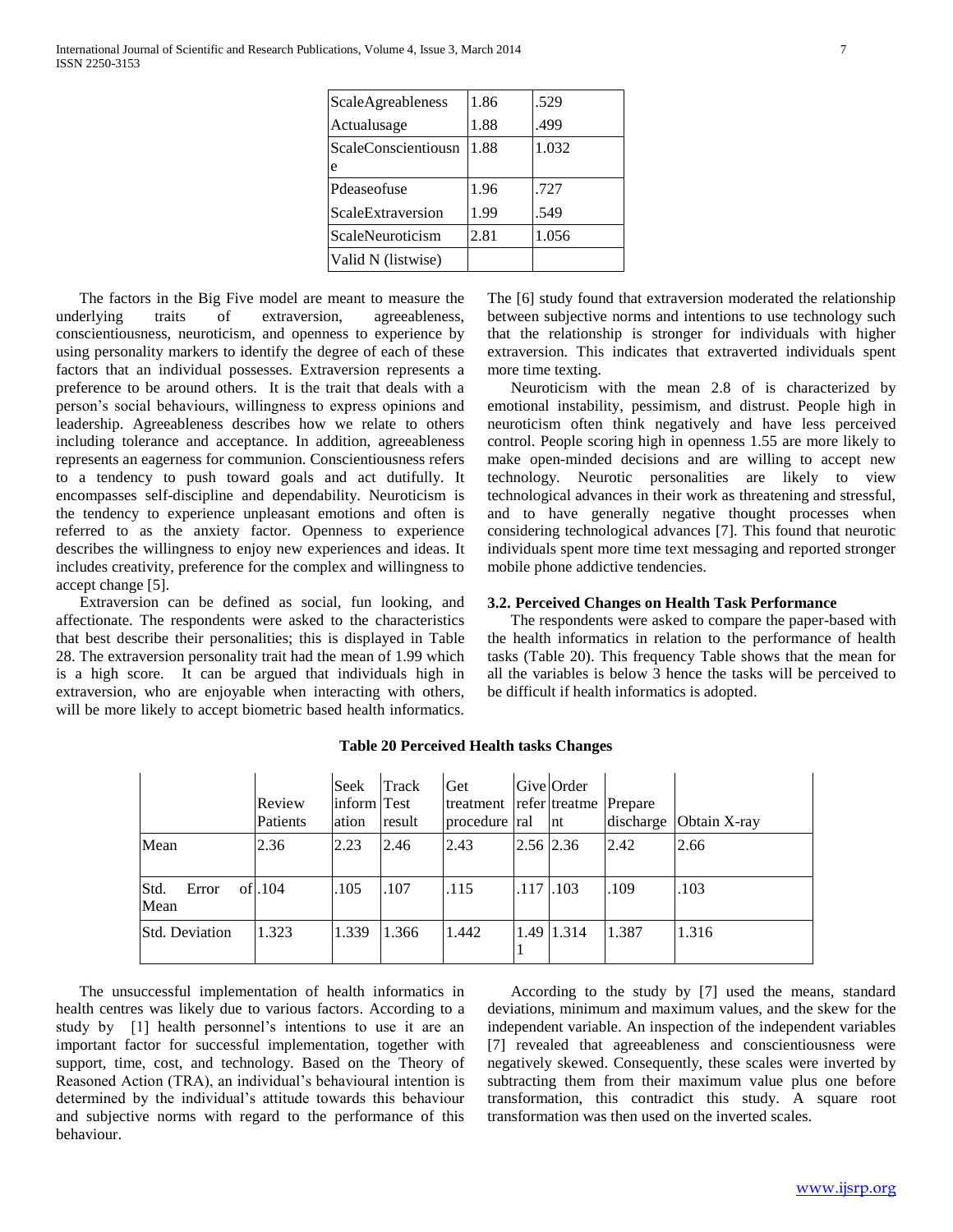| ScaleAgreableness | 1.86 | .529 |
|---|---|---|
| Actualusage | 1.88 | .499 |
| ScaleConscientiousne | 1.88 | 1.032 |
| Pdeaseofuse | 1.96 | .727 |
| ScaleExtraversion | 1.99 | .549 |
| ScaleNeuroticism | 2.81 | 1.056 |
| Valid N (listwise) | | |

The factors in the Big Five model are meant to measure the underlying traits of extraversion, agreeableness, conscientiousness, neuroticism, and openness to experience by using personality markers to identify the degree of each of these factors that an individual possesses. Extraversion represents a preference to be around others. It is the trait that deals with a person's social behaviours, willingness to express opinions and leadership. Agreeableness describes how we relate to others including tolerance and acceptance. In addition, agreeableness represents an eagerness for communion. Conscientiousness refers to a tendency to push toward goals and act dutifully. It encompasses self-discipline and dependability. Neuroticism is the tendency to experience unpleasant emotions and often is referred to as the anxiety factor. Openness to experience describes the willingness to enjoy new experiences and ideas. It includes creativity, preference for the complex and willingness to accept change [5].

Extraversion can be defined as social, fun looking, and affectionate. The respondents were asked to the characteristics that best describe their personalities; this is displayed in Table 28. The extraversion personality trait had the mean of 1.99 which is a high score. It can be argued that individuals high in extraversion, who are enjoyable when interacting with others, will be more likely to accept biometric based health informatics. The [6] study found that extraversion moderated the relationship between subjective norms and intentions to use technology such that the relationship is stronger for individuals with higher extraversion. This indicates that extraverted individuals spent more time texting.

Neuroticism with the mean 2.8 of is characterized by emotional instability, pessimism, and distrust. People high in neuroticism often think negatively and have less perceived control. People scoring high in openness 1.55 are more likely to make open-minded decisions and are willing to accept new technology. Neurotic personalities are likely to view technological advances in their work as threatening and stressful, and to have generally negative thought processes when considering technological advances [7]. This found that neurotic individuals spent more time text messaging and reported stronger mobile phone addictive tendencies.

### 3.2. Perceived Changes on Health Task Performance

The respondents were asked to compare the paper-based with the health informatics in relation to the performance of health tasks (Table 20). This frequency Table shows that the mean for all the variables is below 3 hence the tasks will be perceived to be difficult if health informatics is adopted.

**Table 20 Perceived Health tasks Changes**

| | Review Patients | Seek information | Track Test result | Get treatment procedure | Give referral | Order treatment | Prepare discharge | Obtain X-ray |
|---|---|---|---|---|---|---|---|---|
| Mean | 2.36 | 2.23 | 2.46 | 2.43 | 2.56 | 2.36 | 2.42 | 2.66 |
| Std. Error of Mean | .104 | .105 | .107 | .115 | .117 | .103 | .109 | .103 |
| Std. Deviation | 1.323 | 1.339 | 1.366 | 1.442 | 1.491 | 1.314 | 1.387 | 1.316 |

The unsuccessful implementation of health informatics in health centres was likely due to various factors. According to a study by [1] health personnel's intentions to use it are an important factor for successful implementation, together with support, time, cost, and technology. Based on the Theory of Reasoned Action (TRA), an individual's behavioural intention is determined by the individual's attitude towards this behaviour and subjective norms with regard to the performance of this behaviour.

According to the study by [7] used the means, standard deviations, minimum and maximum values, and the skew for the independent variable. An inspection of the independent variables [7] revealed that agreeableness and conscientiousness were negatively skewed. Consequently, these scales were inverted by subtracting them from their maximum value plus one before transformation, this contradict this study. A square root transformation was then used on the inverted scales.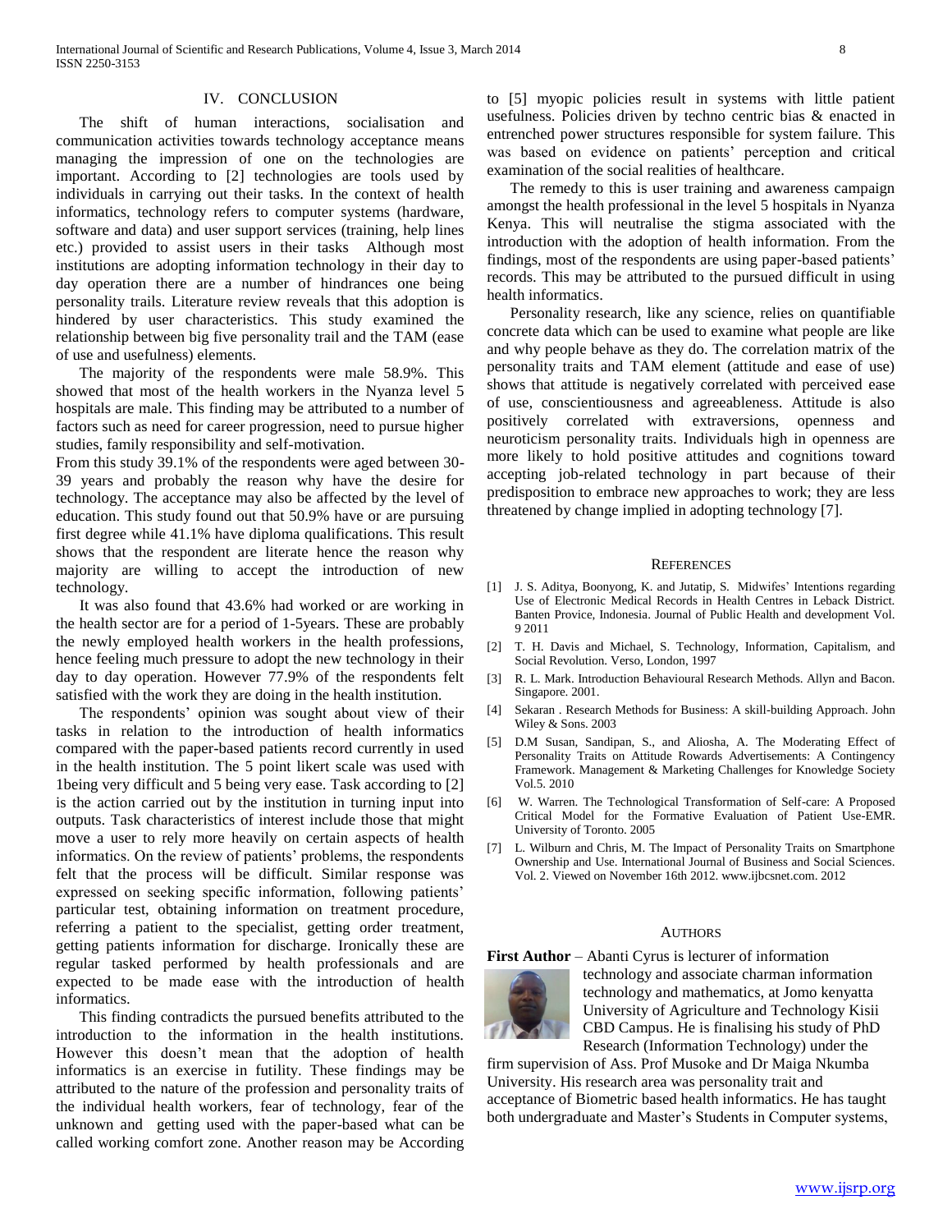## IV. CONCLUSION

The shift of human interactions, socialisation and communication activities towards technology acceptance means managing the impression of one on the technologies are important. According to [2] technologies are tools used by individuals in carrying out their tasks. In the context of health informatics, technology refers to computer systems (hardware, software and data) and user support services (training, help lines etc.) provided to assist users in their tasks Although most institutions are adopting information technology in their day to day operation there are a number of hindrances one being personality trails. Literature review reveals that this adoption is hindered by user characteristics. This study examined the relationship between big five personality trail and the TAM (ease of use and usefulness) elements.

The majority of the respondents were male 58.9%. This showed that most of the health workers in the Nyanza level 5 hospitals are male. This finding may be attributed to a number of factors such as need for career progression, need to pursue higher studies, family responsibility and self-motivation.

From this study 39.1% of the respondents were aged between 30-39 years and probably the reason why have the desire for technology. The acceptance may also be affected by the level of education. This study found out that 50.9% have or are pursuing first degree while 41.1% have diploma qualifications. This result shows that the respondent are literate hence the reason why majority are willing to accept the introduction of new technology.

It was also found that 43.6% had worked or are working in the health sector are for a period of 1-5years. These are probably the newly employed health workers in the health professions, hence feeling much pressure to adopt the new technology in their day to day operation. However 77.9% of the respondents felt satisfied with the work they are doing in the health institution.

The respondents' opinion was sought about view of their tasks in relation to the introduction of health informatics compared with the paper-based patients record currently in used in the health institution. The 5 point likert scale was used with 1being very difficult and 5 being very ease. Task according to [2] is the action carried out by the institution in turning input into outputs. Task characteristics of interest include those that might move a user to rely more heavily on certain aspects of health informatics. On the review of patients' problems, the respondents felt that the process will be difficult. Similar response was expressed on seeking specific information, following patients' particular test, obtaining information on treatment procedure, referring a patient to the specialist, getting order treatment, getting patients information for discharge. Ironically these are regular tasked performed by health professionals and are expected to be made ease with the introduction of health informatics.

This finding contradicts the pursued benefits attributed to the introduction to the information in the health institutions. However this doesn't mean that the adoption of health informatics is an exercise in futility. These findings may be attributed to the nature of the profession and personality traits of the individual health workers, fear of technology, fear of the unknown and getting used with the paper-based what can be called working comfort zone. Another reason may be According to [5] myopic policies result in systems with little patient usefulness. Policies driven by techno centric bias & enacted in entrenched power structures responsible for system failure. This was based on evidence on patients' perception and critical examination of the social realities of healthcare.

The remedy to this is user training and awareness campaign amongst the health professional in the level 5 hospitals in Nyanza Kenya. This will neutralise the stigma associated with the introduction with the adoption of health information. From the findings, most of the respondents are using paper-based patients' records. This may be attributed to the pursued difficult in using health informatics.

Personality research, like any science, relies on quantifiable concrete data which can be used to examine what people are like and why people behave as they do. The correlation matrix of the personality traits and TAM element (attitude and ease of use) shows that attitude is negatively correlated with perceived ease of use, conscientiousness and agreeableness. Attitude is also positively correlated with extraversions, openness and neuroticism personality traits. Individuals high in openness are more likely to hold positive attitudes and cognitions toward accepting job-related technology in part because of their predisposition to embrace new approaches to work; they are less threatened by change implied in adopting technology [7].

## REFERENCES

[1] J. S. Aditya, Boonyong, K. and Jutatip, S. Midwifes' Intentions regarding Use of Electronic Medical Records in Health Centres in Leback District. Banten Provice, Indonesia. Journal of Public Health and development Vol. 9 2011

[2] T. H. Davis and Michael, S. Technology, Information, Capitalism, and Social Revolution. Verso, London, 1997

[3] R. L. Mark. Introduction Behavioural Research Methods. Allyn and Bacon. Singapore. 2001.

[4] Sekaran . Research Methods for Business: A skill-building Approach. John Wiley & Sons. 2003

[5] D.M Susan, Sandipan, S., and Aliosha, A. The Moderating Effect of Personality Traits on Attitude Rowards Advertisements: A Contingency Framework. Management & Marketing Challenges for Knowledge Society Vol.5. 2010

[6] W. Warren. The Technological Transformation of Self-care: A Proposed Critical Model for the Formative Evaluation of Patient Use-EMR. University of Toronto. 2005

[7] L. Wilburn and Chris, M. The Impact of Personality Traits on Smartphone Ownership and Use. International Journal of Business and Social Sciences. Vol. 2. Viewed on November 16th 2012. www.ijbcsnet.com. 2012

## AUTHORS

**First Author** – Abanti Cyrus is lecturer of information technology and associate charman information technology and mathematics, at Jomo kenyatta University of Agriculture and Technology Kisii CBD Campus. He is finalising his study of PhD Research (Information Technology) under the firm supervision of Ass. Prof Musoke and Dr Maiga Nkumba University. His research area was personality trait and acceptance of Biometric based health informatics. He has taught both undergraduate and Master's Students in Computer systems,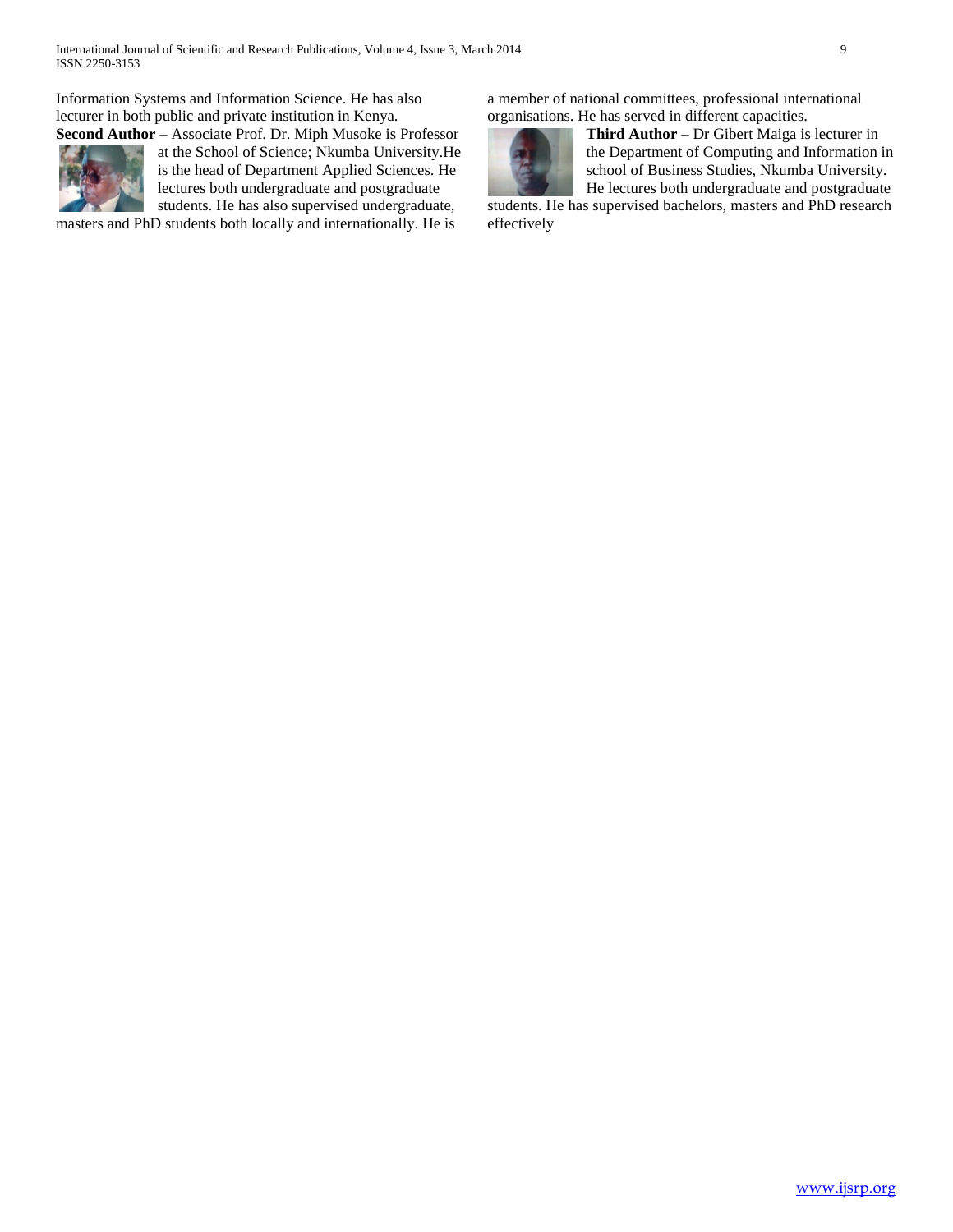Information Systems and Information Science. He has also lecturer in both public and private institution in Kenya.

**Second Author** – Associate Prof. Dr. Miph Musoke is Professor at the School of Science; Nkumba University.He is the head of Department Applied Sciences. He lectures both undergraduate and postgraduate students. He has also supervised undergraduate, masters and PhD students both locally and internationally. He is a member of national committees, professional international organisations. He has served in different capacities.

**Third Author** – Dr Gibert Maiga is lecturer in the Department of Computing and Information in school of Business Studies, Nkumba University. He lectures both undergraduate and postgraduate students. He has supervised bachelors, masters and PhD research effectively